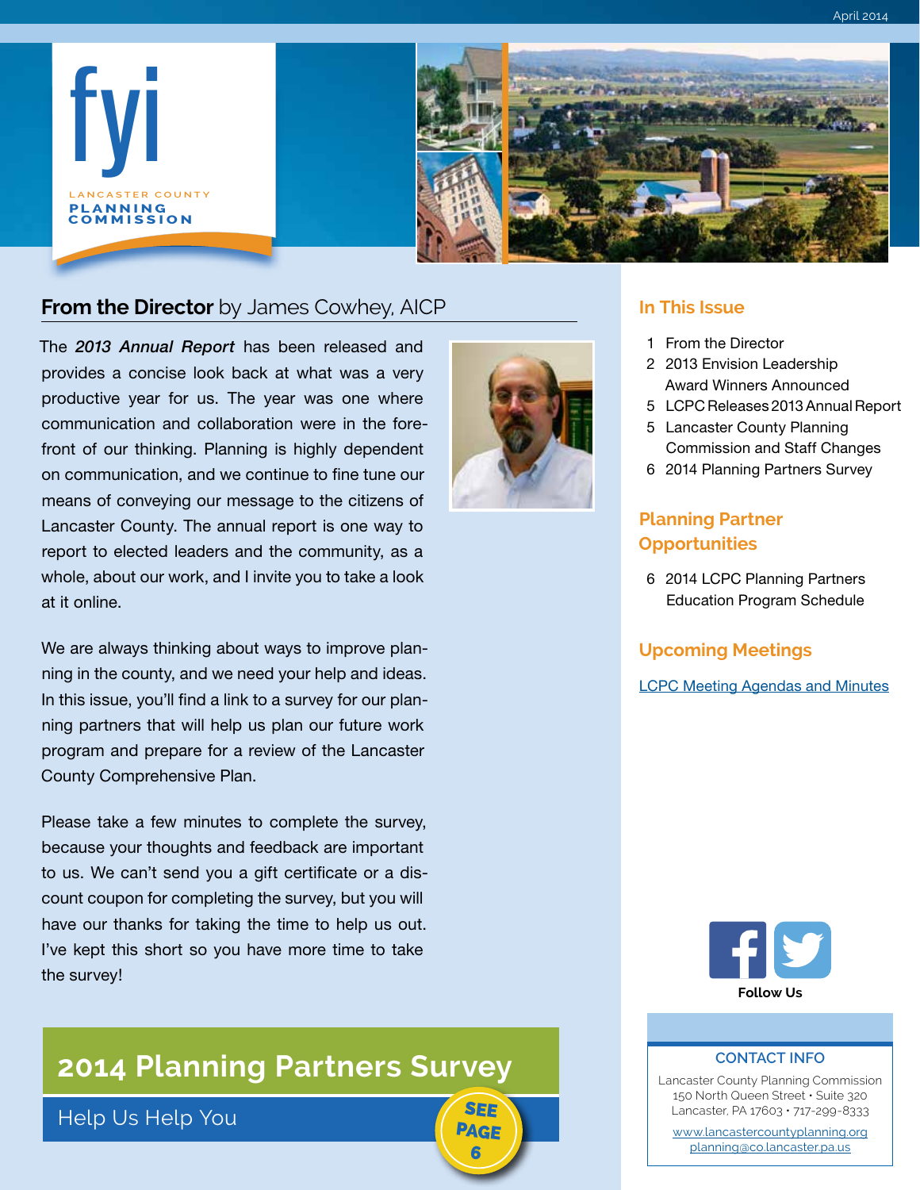# fyi

LANCASTER COUNTY
**PLANNING COMMISSION**

April 2014

## From the Director by James Cowhey, AICP

The ***2013 Annual Report*** has been released and provides a concise look back at what was a very productive year for us. The year was one where communication and collaboration were in the forefront of our thinking. Planning is highly dependent on communication, and we continue to fine tune our means of conveying our message to the citizens of Lancaster County. The annual report is one way to report to elected leaders and the community, as a whole, about our work, and I invite you to take a look at it online.

We are always thinking about ways to improve planning in the county, and we need your help and ideas. In this issue, you'll find a link to a survey for our planning partners that will help us plan our future work program and prepare for a review of the Lancaster County Comprehensive Plan.

Please take a few minutes to complete the survey, because your thoughts and feedback are important to us. We can't send you a gift certificate or a discount coupon for completing the survey, but you will have our thanks for taking the time to help us out. I've kept this short so you have more time to take the survey!

## 2014 Planning Partners Survey

Help Us Help You

SEE PAGE 6

### In This Issue

1 From the Director
2 2013 Envision Leadership Award Winners Announced
5 LCPC Releases 2013 Annual Report
5 Lancaster County Planning Commission and Staff Changes
6 2014 Planning Partners Survey

### Planning Partner Opportunities

6 2014 LCPC Planning Partners Education Program Schedule

### Upcoming Meetings

LCPC Meeting Agendas and Minutes

Follow Us

**CONTACT INFO**

Lancaster County Planning Commission
150 North Queen Street • Suite 320
Lancaster, PA 17603 • 717-299-8333

www.lancastercountyplanning.org
planning@co.lancaster.pa.us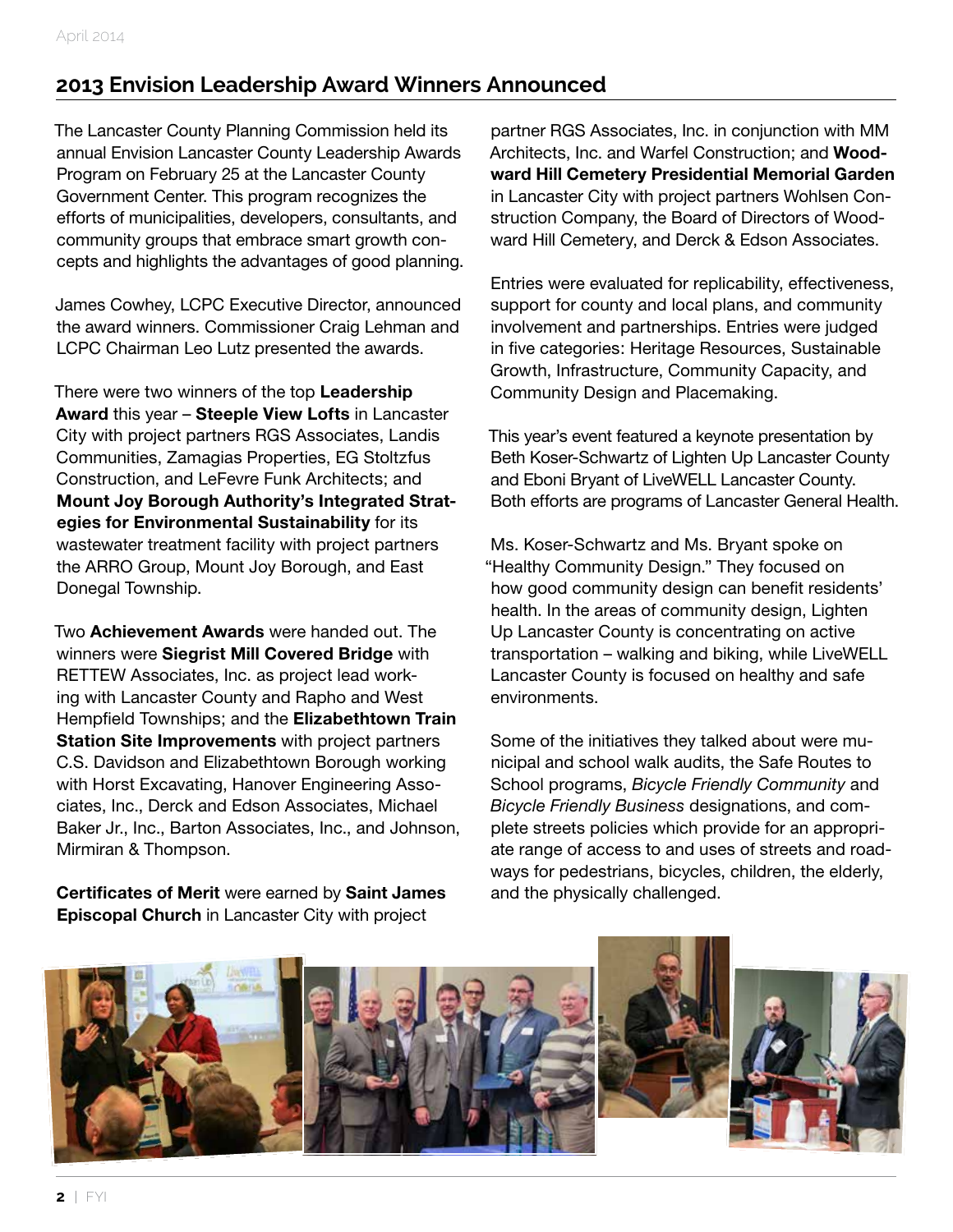## 2013 Envision Leadership Award Winners Announced

The Lancaster County Planning Commission held its annual Envision Lancaster County Leadership Awards Program on February 25 at the Lancaster County Government Center. This program recognizes the efforts of municipalities, developers, consultants, and community groups that embrace smart growth concepts and highlights the advantages of good planning.

James Cowhey, LCPC Executive Director, announced the award winners. Commissioner Craig Lehman and LCPC Chairman Leo Lutz presented the awards.

There were two winners of the top **Leadership Award** this year – **Steeple View Lofts** in Lancaster City with project partners RGS Associates, Landis Communities, Zamagias Properties, EG Stoltzfus Construction, and LeFevre Funk Architects; and **Mount Joy Borough Authority's Integrated Strategies for Environmental Sustainability** for its wastewater treatment facility with project partners the ARRO Group, Mount Joy Borough, and East Donegal Township.

Two **Achievement Awards** were handed out. The winners were **Siegrist Mill Covered Bridge** with RETTEW Associates, Inc. as project lead working with Lancaster County and Rapho and West Hempfield Townships; and the **Elizabethtown Train Station Site Improvements** with project partners C.S. Davidson and Elizabethtown Borough working with Horst Excavating, Hanover Engineering Associates, Inc., Derck and Edson Associates, Michael Baker Jr., Inc., Barton Associates, Inc., and Johnson, Mirmiran & Thompson.

**Certificates of Merit** were earned by **Saint James Episcopal Church** in Lancaster City with project partner RGS Associates, Inc. in conjunction with MM Architects, Inc. and Warfel Construction; and **Woodward Hill Cemetery Presidential Memorial Garden** in Lancaster City with project partners Wohlsen Construction Company, the Board of Directors of Woodward Hill Cemetery, and Derck & Edson Associates.

Entries were evaluated for replicability, effectiveness, support for county and local plans, and community involvement and partnerships. Entries were judged in five categories: Heritage Resources, Sustainable Growth, Infrastructure, Community Capacity, and Community Design and Placemaking.

This year's event featured a keynote presentation by Beth Koser-Schwartz of Lighten Up Lancaster County and Eboni Bryant of LiveWELL Lancaster County. Both efforts are programs of Lancaster General Health.

Ms. Koser-Schwartz and Ms. Bryant spoke on "Healthy Community Design." They focused on how good community design can benefit residents' health. In the areas of community design, Lighten Up Lancaster County is concentrating on active transportation – walking and biking, while LiveWELL Lancaster County is focused on healthy and safe environments.

Some of the initiatives they talked about were municipal and school walk audits, the Safe Routes to School programs, *Bicycle Friendly Community* and *Bicycle Friendly Business* designations, and complete streets policies which provide for an appropriate range of access to and uses of streets and roadways for pedestrians, bicycles, children, the elderly, and the physically challenged.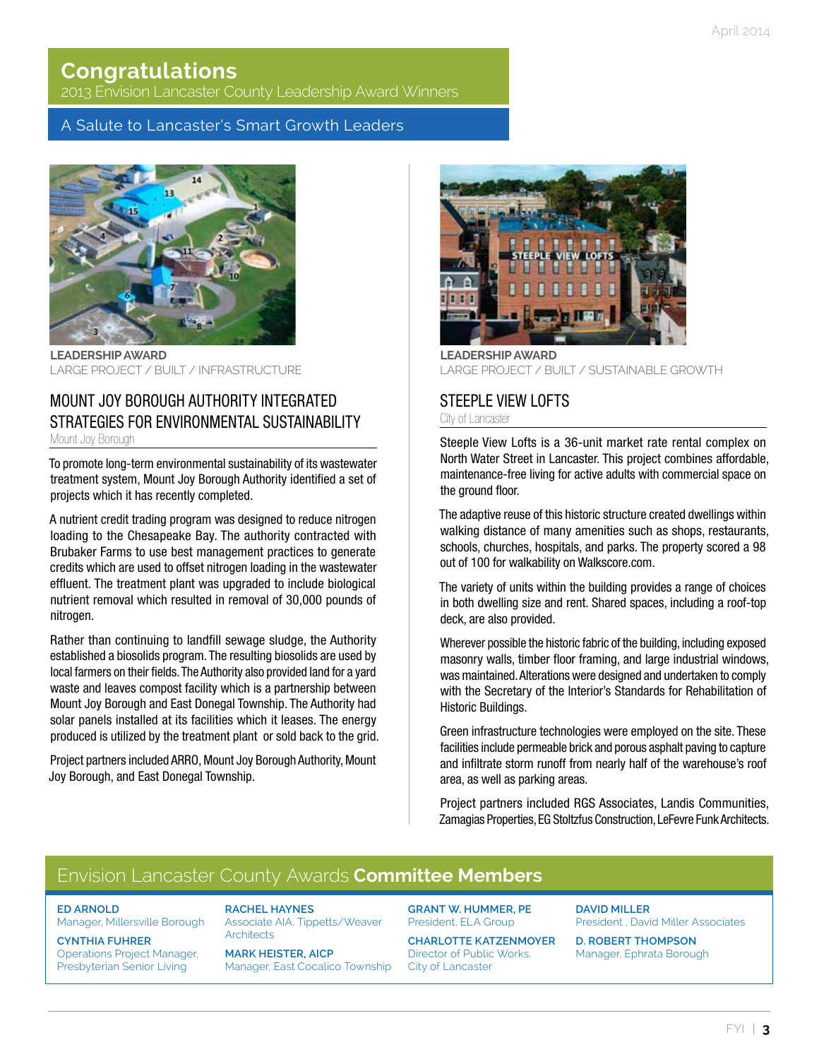# Congratulations

2013 Envision Lancaster County Leadership Award Winners

A Salute to Lancaster's Smart Growth Leaders

**LEADERSHIP AWARD**
LARGE PROJECT / BUILT / INFRASTRUCTURE

## MOUNT JOY BOROUGH AUTHORITY INTEGRATED STRATEGIES FOR ENVIRONMENTAL SUSTAINABILITY

Mount Joy Borough

To promote long-term environmental sustainability of its wastewater treatment system, Mount Joy Borough Authority identified a set of projects which it has recently completed.

A nutrient credit trading program was designed to reduce nitrogen loading to the Chesapeake Bay. The authority contracted with Brubaker Farms to use best management practices to generate credits which are used to offset nitrogen loading in the wastewater effluent. The treatment plant was upgraded to include biological nutrient removal which resulted in removal of 30,000 pounds of nitrogen.

Rather than continuing to landfill sewage sludge, the Authority established a biosolids program. The resulting biosolids are used by local farmers on their fields. The Authority also provided land for a yard waste and leaves compost facility which is a partnership between Mount Joy Borough and East Donegal Township. The Authority had solar panels installed at its facilities which it leases. The energy produced is utilized by the treatment plant or sold back to the grid.

Project partners included ARRO, Mount Joy Borough Authority, Mount Joy Borough, and East Donegal Township.

**LEADERSHIP AWARD**
LARGE PROJECT / BUILT / SUSTAINABLE GROWTH

## STEEPLE VIEW LOFTS

City of Lancaster

Steeple View Lofts is a 36-unit market rate rental complex on North Water Street in Lancaster. This project combines affordable, maintenance-free living for active adults with commercial space on the ground floor.

The adaptive reuse of this historic structure created dwellings within walking distance of many amenities such as shops, restaurants, schools, churches, hospitals, and parks. The property scored a 98 out of 100 for walkability on Walkscore.com.

The variety of units within the building provides a range of choices in both dwelling size and rent. Shared spaces, including a roof-top deck, are also provided.

Wherever possible the historic fabric of the building, including exposed masonry walls, timber floor framing, and large industrial windows, was maintained. Alterations were designed and undertaken to comply with the Secretary of the Interior's Standards for Rehabilitation of Historic Buildings.

Green infrastructure technologies were employed on the site. These facilities include permeable brick and porous asphalt paving to capture and infiltrate storm runoff from nearly half of the warehouse's roof area, as well as parking areas.

Project partners included RGS Associates, Landis Communities, Zamagias Properties, EG Stoltzfus Construction, LeFevre Funk Architects.

## Envision Lancaster County Awards **Committee Members**

**ED ARNOLD**
Manager, Millersville Borough

**CYNTHIA FUHRER**
Operations Project Manager, Presbyterian Senior Living

**RACHEL HAYNES**
Associate AIA, Tippetts/Weaver Architects

**MARK HEISTER, AICP**
Manager, East Cocalico Township

**GRANT W. HUMMER, PE**
President, ELA Group

**CHARLOTTE KATZENMOYER**
Director of Public Works, City of Lancaster

**DAVID MILLER**
President , David Miller Associates

**D. ROBERT THOMPSON**
Manager, Ephrata Borough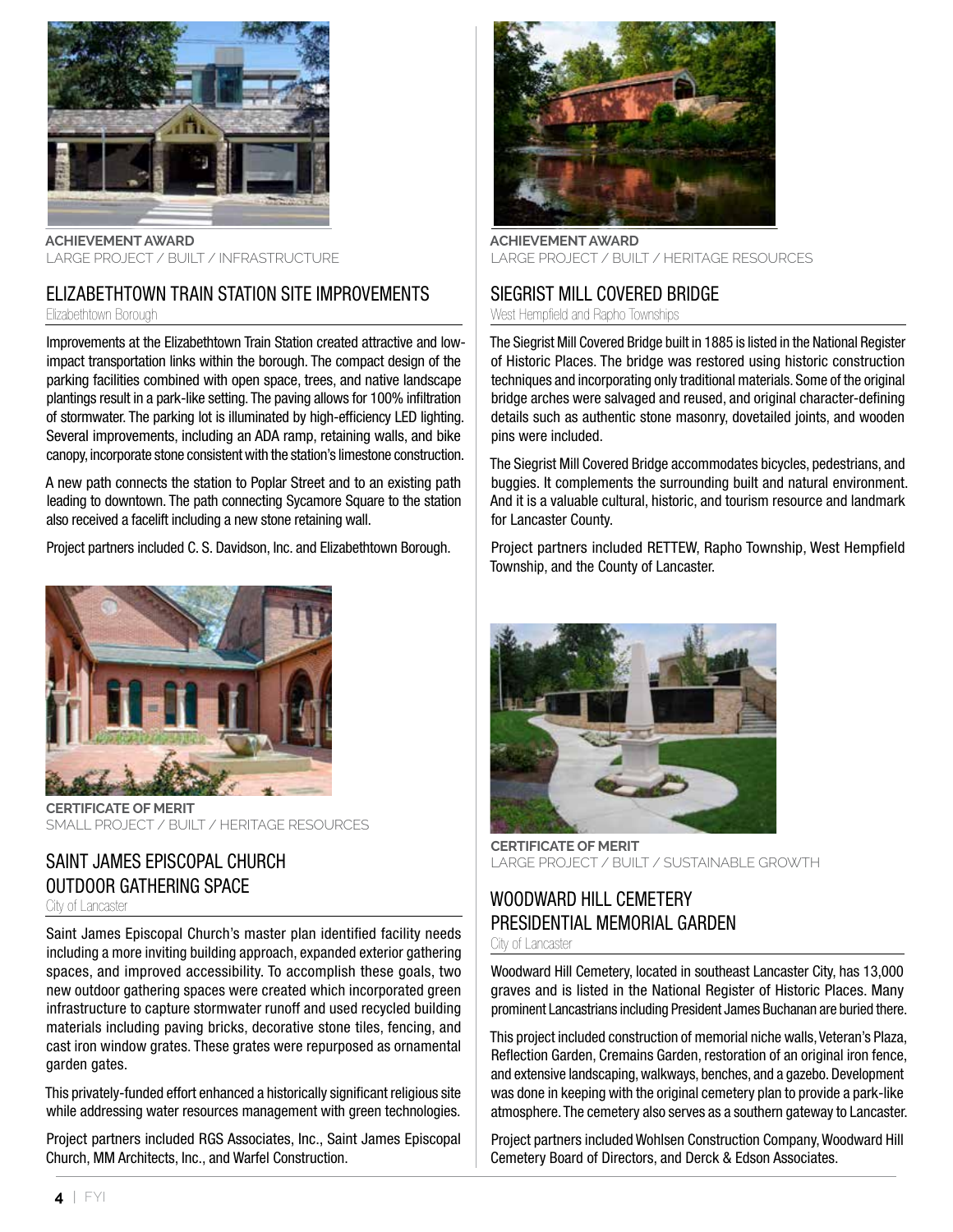**ACHIEVEMENT AWARD**
LARGE PROJECT / BUILT / INFRASTRUCTURE

## ELIZABETHTOWN TRAIN STATION SITE IMPROVEMENTS

Elizabethtown Borough

Improvements at the Elizabethtown Train Station created attractive and low-impact transportation links within the borough. The compact design of the parking facilities combined with open space, trees, and native landscape plantings result in a park-like setting. The paving allows for 100% infiltration of stormwater. The parking lot is illuminated by high-efficiency LED lighting. Several improvements, including an ADA ramp, retaining walls, and bike canopy, incorporate stone consistent with the station's limestone construction.

A new path connects the station to Poplar Street and to an existing path leading to downtown. The path connecting Sycamore Square to the station also received a facelift including a new stone retaining wall.

Project partners included C. S. Davidson, Inc. and Elizabethtown Borough.

**CERTIFICATE OF MERIT**
SMALL PROJECT / BUILT / HERITAGE RESOURCES

## SAINT JAMES EPISCOPAL CHURCH OUTDOOR GATHERING SPACE

City of Lancaster

Saint James Episcopal Church's master plan identified facility needs including a more inviting building approach, expanded exterior gathering spaces, and improved accessibility. To accomplish these goals, two new outdoor gathering spaces were created which incorporated green infrastructure to capture stormwater runoff and used recycled building materials including paving bricks, decorative stone tiles, fencing, and cast iron window grates. These grates were repurposed as ornamental garden gates.

This privately-funded effort enhanced a historically significant religious site while addressing water resources management with green technologies.

Project partners included RGS Associates, Inc., Saint James Episcopal Church, MM Architects, Inc., and Warfel Construction.

**ACHIEVEMENT AWARD**
LARGE PROJECT / BUILT / HERITAGE RESOURCES

## SIEGRIST MILL COVERED BRIDGE

West Hempfield and Rapho Townships

The Siegrist Mill Covered Bridge built in 1885 is listed in the National Register of Historic Places. The bridge was restored using historic construction techniques and incorporating only traditional materials. Some of the original bridge arches were salvaged and reused, and original character-defining details such as authentic stone masonry, dovetailed joints, and wooden pins were included.

The Siegrist Mill Covered Bridge accommodates bicycles, pedestrians, and buggies. It complements the surrounding built and natural environment. And it is a valuable cultural, historic, and tourism resource and landmark for Lancaster County.

Project partners included RETTEW, Rapho Township, West Hempfield Township, and the County of Lancaster.

**CERTIFICATE OF MERIT**
LARGE PROJECT / BUILT / SUSTAINABLE GROWTH

## WOODWARD HILL CEMETERY PRESIDENTIAL MEMORIAL GARDEN

City of Lancaster

Woodward Hill Cemetery, located in southeast Lancaster City, has 13,000 graves and is listed in the National Register of Historic Places. Many prominent Lancastrians including President James Buchanan are buried there.

This project included construction of memorial niche walls, Veteran's Plaza, Reflection Garden, Cremains Garden, restoration of an original iron fence, and extensive landscaping, walkways, benches, and a gazebo. Development was done in keeping with the original cemetery plan to provide a park-like atmosphere. The cemetery also serves as a southern gateway to Lancaster.

Project partners included Wohlsen Construction Company, Woodward Hill Cemetery Board of Directors, and Derck & Edson Associates.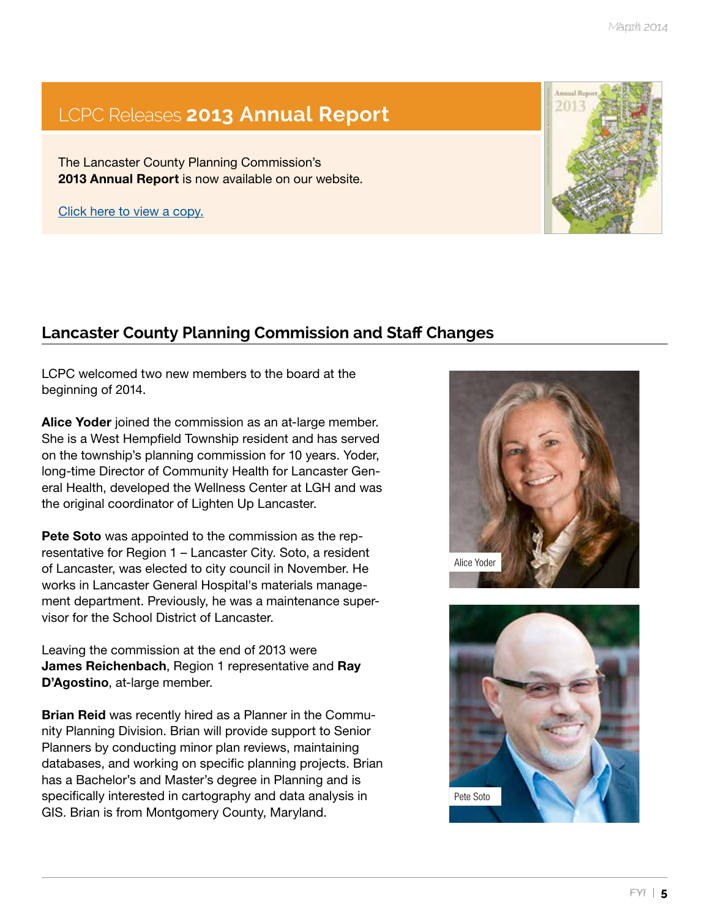## LCPC Releases **2013 Annual Report**

The Lancaster County Planning Commission's **2013 Annual Report** is now available on our website.

Click here to view a copy.

## Lancaster County Planning Commission and Staff Changes

LCPC welcomed two new members to the board at the beginning of 2014.

**Alice Yoder** joined the commission as an at-large member. She is a West Hempfield Township resident and has served on the township's planning commission for 10 years. Yoder, long-time Director of Community Health for Lancaster General Health, developed the Wellness Center at LGH and was the original coordinator of Lighten Up Lancaster.

**Pete Soto** was appointed to the commission as the representative for Region 1 – Lancaster City. Soto, a resident of Lancaster, was elected to city council in November. He works in Lancaster General Hospital's materials management department. Previously, he was a maintenance supervisor for the School District of Lancaster.

Leaving the commission at the end of 2013 were **James Reichenbach**, Region 1 representative and **Ray D'Agostino**, at-large member.

**Brian Reid** was recently hired as a Planner in the Community Planning Division. Brian will provide support to Senior Planners by conducting minor plan reviews, maintaining databases, and working on specific planning projects. Brian has a Bachelor's and Master's degree in Planning and is specifically interested in cartography and data analysis in GIS. Brian is from Montgomery County, Maryland.

Alice Yoder

Pete Soto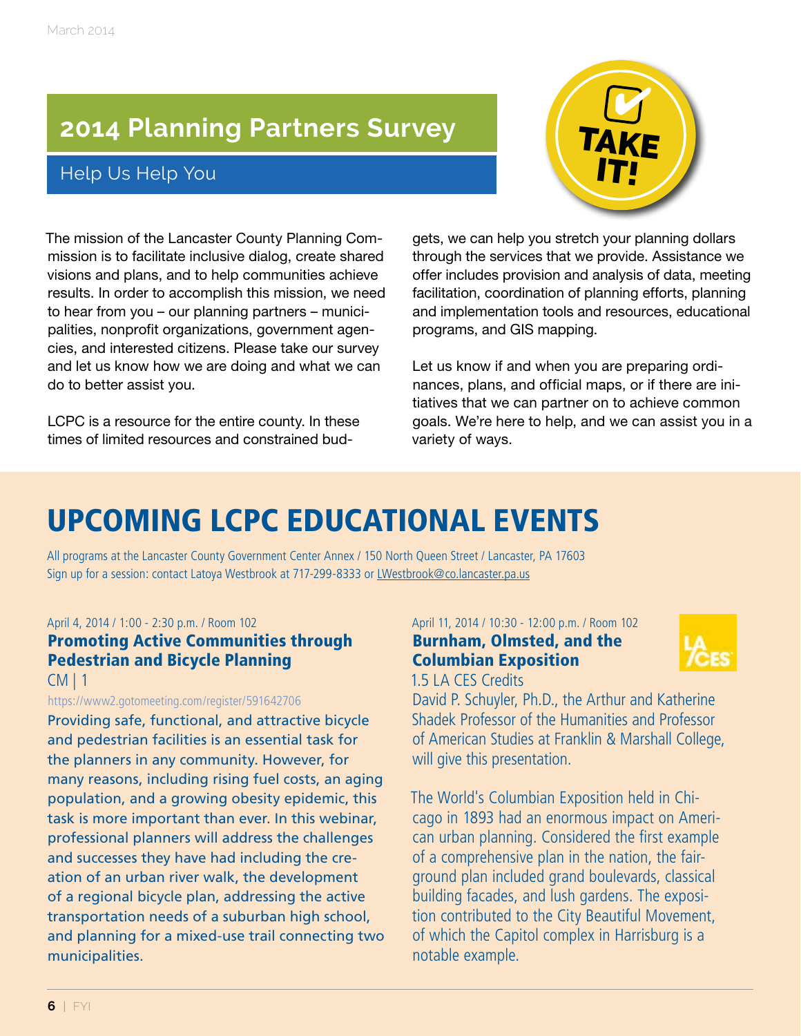## 2014 Planning Partners Survey

### Help Us Help You

TAKE IT!

The mission of the Lancaster County Planning Commission is to facilitate inclusive dialog, create shared visions and plans, and to help communities achieve results. In order to accomplish this mission, we need to hear from you – our planning partners – municipalities, nonprofit organizations, government agencies, and interested citizens. Please take our survey and let us know how we are doing and what we can do to better assist you.

LCPC is a resource for the entire county. In these times of limited resources and constrained budgets, we can help you stretch your planning dollars through the services that we provide. Assistance we offer includes provision and analysis of data, meeting facilitation, coordination of planning efforts, planning and implementation tools and resources, educational programs, and GIS mapping.

Let us know if and when you are preparing ordinances, plans, and official maps, or if there are initiatives that we can partner on to achieve common goals. We're here to help, and we can assist you in a variety of ways.

# UPCOMING LCPC EDUCATIONAL EVENTS

All programs at the Lancaster County Government Center Annex / 150 North Queen Street / Lancaster, PA 17603
Sign up for a session: contact Latoya Westbrook at 717-299-8333 or LWestbrook@co.lancaster.pa.us

April 4, 2014 / 1:00 - 2:30 p.m. / Room 102

### Promoting Active Communities through Pedestrian and Bicycle Planning

CM | 1

https://www2.gotomeeting.com/register/591642706

Providing safe, functional, and attractive bicycle and pedestrian facilities is an essential task for the planners in any community. However, for many reasons, including rising fuel costs, an aging population, and a growing obesity epidemic, this task is more important than ever. In this webinar, professional planners will address the challenges and successes they have had including the creation of an urban river walk, the development of a regional bicycle plan, addressing the active transportation needs of a suburban high school, and planning for a mixed-use trail connecting two municipalities.

April 11, 2014 / 10:30 - 12:00 p.m. / Room 102

### Burnham, Olmsted, and the Columbian Exposition

LA CES

1.5 LA CES Credits

David P. Schuyler, Ph.D., the Arthur and Katherine Shadek Professor of the Humanities and Professor of American Studies at Franklin & Marshall College, will give this presentation.

The World's Columbian Exposition held in Chicago in 1893 had an enormous impact on American urban planning. Considered the first example of a comprehensive plan in the nation, the fairground plan included grand boulevards, classical building facades, and lush gardens. The exposition contributed to the City Beautiful Movement, of which the Capitol complex in Harrisburg is a notable example.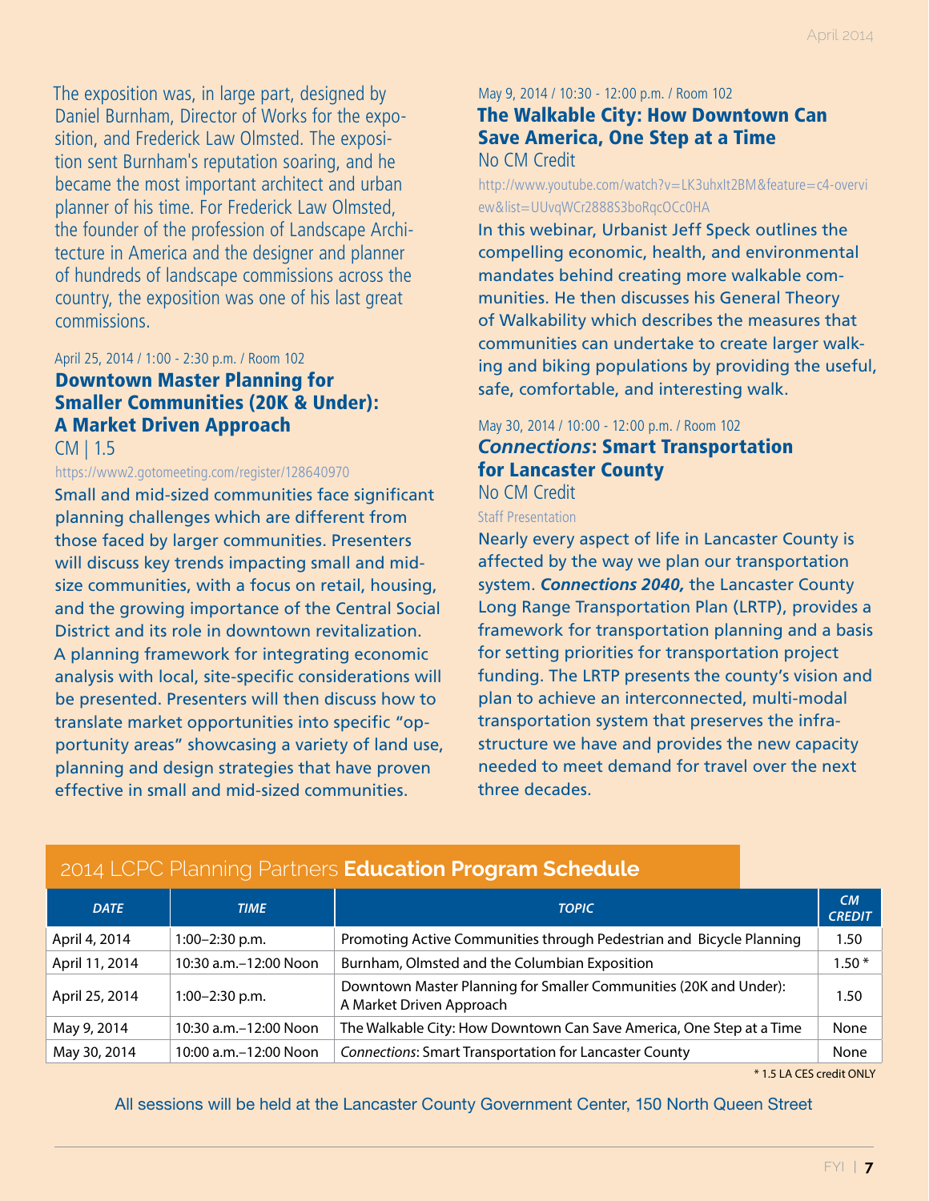The exposition was, in large part, designed by Daniel Burnham, Director of Works for the exposition, and Frederick Law Olmsted. The exposition sent Burnham's reputation soaring, and he became the most important architect and urban planner of his time. For Frederick Law Olmsted, the founder of the profession of Landscape Architecture in America and the designer and planner of hundreds of landscape commissions across the country, the exposition was one of his last great commissions.

April 25, 2014 / 1:00 - 2:30 p.m. / Room 102

### Downtown Master Planning for Smaller Communities (20K & Under): A Market Driven Approach

CM | 1.5

https://www2.gotomeeting.com/register/128640970

Small and mid-sized communities face significant planning challenges which are different from those faced by larger communities. Presenters will discuss key trends impacting small and mid-size communities, with a focus on retail, housing, and the growing importance of the Central Social District and its role in downtown revitalization. A planning framework for integrating economic analysis with local, site-specific considerations will be presented. Presenters will then discuss how to translate market opportunities into specific "opportunity areas" showcasing a variety of land use, planning and design strategies that have proven effective in small and mid-sized communities.

May 9, 2014 / 10:30 - 12:00 p.m. / Room 102

### The Walkable City: How Downtown Can Save America, One Step at a Time

No CM Credit

http://www.youtube.com/watch?v=LK3uhxIt2BM&feature=c4-overview&list=UUvqWCr2888S3boRqcOCc0HA

In this webinar, Urbanist Jeff Speck outlines the compelling economic, health, and environmental mandates behind creating more walkable communities. He then discusses his General Theory of Walkability which describes the measures that communities can undertake to create larger walking and biking populations by providing the useful, safe, comfortable, and interesting walk.

May 30, 2014 / 10:00 - 12:00 p.m. / Room 102

### *Connections*: Smart Transportation for Lancaster County

No CM Credit

Staff Presentation

Nearly every aspect of life in Lancaster County is affected by the way we plan our transportation system. ***Connections 2040,*** the Lancaster County Long Range Transportation Plan (LRTP), provides a framework for transportation planning and a basis for setting priorities for transportation project funding. The LRTP presents the county's vision and plan to achieve an interconnected, multi-modal transportation system that preserves the infrastructure we have and provides the new capacity needed to meet demand for travel over the next three decades.

## 2014 LCPC Planning Partners **Education Program Schedule**

| DATE | TIME | TOPIC | CM CREDIT |
|---|---|---|---|
| April 4, 2014 | 1:00–2:30 p.m. | Promoting Active Communities through Pedestrian and Bicycle Planning | 1.50 |
| April 11, 2014 | 10:30 a.m.–12:00 Noon | Burnham, Olmsted and the Columbian Exposition | 1.50 * |
| April 25, 2014 | 1:00–2:30 p.m. | Downtown Master Planning for Smaller Communities (20K and Under): A Market Driven Approach | 1.50 |
| May 9, 2014 | 10:30 a.m.–12:00 Noon | The Walkable City: How Downtown Can Save America, One Step at a Time | None |
| May 30, 2014 | 10:00 a.m.–12:00 Noon | *Connections*: Smart Transportation for Lancaster County | None |

* 1.5 LA CES credit ONLY

All sessions will be held at the Lancaster County Government Center, 150 North Queen Street